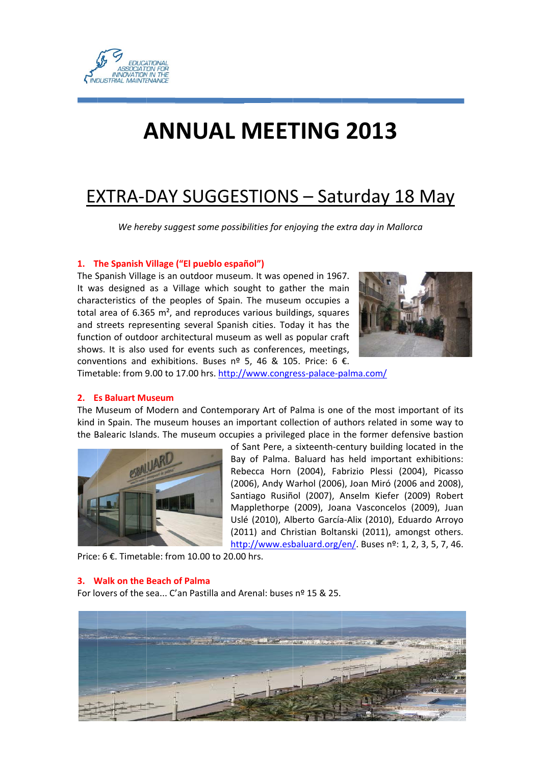EDUCATIONAL ASSOCIATON FOR INNOVATION IN THE INDUSTRIAL MAINTENANCE

# ANNUAL MEETING 2013

## EXTRA-DAY SUGGESTIONS – Saturday 18 May

*We hereby suggest some possibilities for enjoying the extra day in Mallorca*

### 1. The Spanish Village ("El pueblo español")

The Spanish Village is an outdoor museum. It was opened in 1967. It was designed as a Village which sought to gather the main characteristics of the peoples of Spain. The museum occupies a total area of 6.365 m², and reproduces various buildings, squares and streets representing several Spanish cities. Today it has the function of outdoor architectural museum as well as popular craft shows. It is also used for events such as conferences, meetings, conventions and exhibitions. Buses nº 5, 46 & 105. Price: 6 €. Timetable: from 9.00 to 17.00 hrs. http://www.congress-palace-palma.com/

### 2. Es Baluart Museum

The Museum of Modern and Contemporary Art of Palma is one of the most important of its kind in Spain. The museum houses an important collection of authors related in some way to the Balearic Islands. The museum occupies a privileged place in the former defensive bastion of Sant Pere, a sixteenth-century building located in the Bay of Palma. Baluard has held important exhibitions: Rebecca Horn (2004), Fabrizio Plessi (2004), Picasso (2006), Andy Warhol (2006), Joan Miró (2006 and 2008), Santiago Rusiñol (2007), Anselm Kiefer (2009) Robert Mapplethorpe (2009), Joana Vasconcelos (2009), Juan Uslé (2010), Alberto García-Alix (2010), Eduardo Arroyo (2011) and Christian Boltanski (2011), amongst others. http://www.esbaluard.org/en/. Buses nº: 1, 2, 3, 5, 7, 46. Price: 6 €. Timetable: from 10.00 to 20.00 hrs.

### 3. Walk on the Beach of Palma

For lovers of the sea... C'an Pastilla and Arenal: buses nº 15 & 25.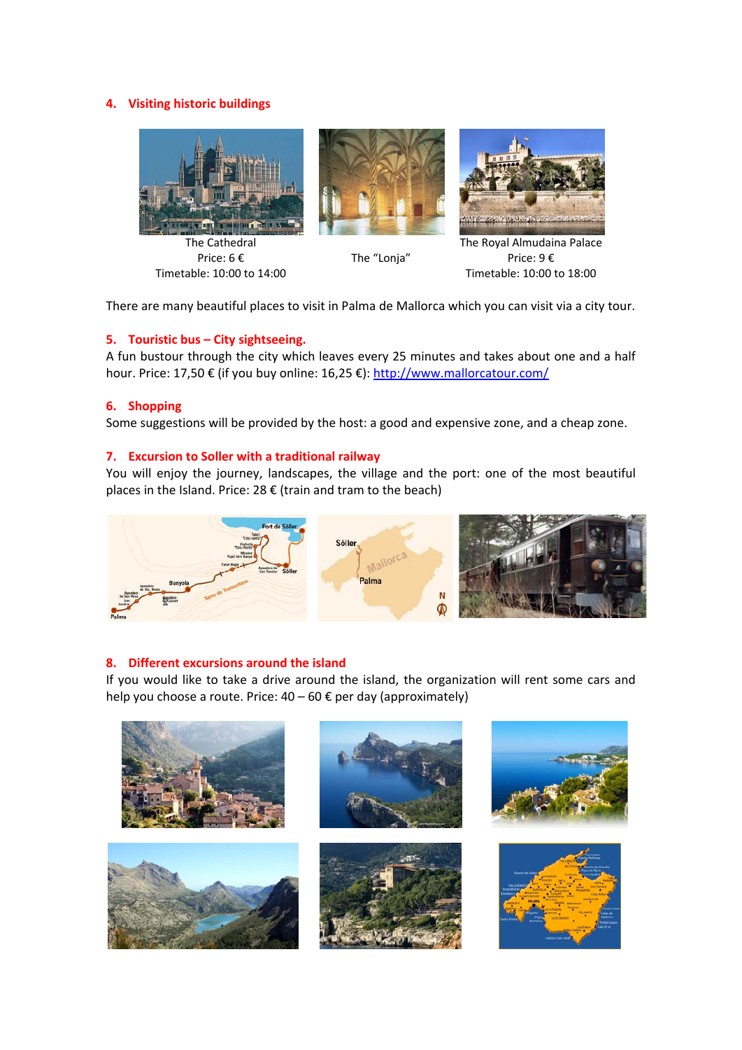## 4. Visiting historic buildings

The Cathedral
Price: 6 €
Timetable: 10:00 to 14:00

The “Lonja”

The Royal Almudaina Palace
Price: 9 €
Timetable: 10:00 to 18:00

There are many beautiful places to visit in Palma de Mallorca which you can visit via a city tour.

## 5. Touristic bus – City sightseeing.

A fun bustour through the city which leaves every 25 minutes and takes about one and a half hour. Price: 17,50 € (if you buy online: 16,25 €): http://www.mallorcatour.com/

## 6. Shopping

Some suggestions will be provided by the host: a good and expensive zone, and a cheap zone.

## 7. Excursion to Soller with a traditional railway

You will enjoy the journey, landscapes, the village and the port: one of the most beautiful places in the Island. Price: 28 € (train and tram to the beach)

## 8. Different excursions around the island

If you would like to take a drive around the island, the organization will rent some cars and help you choose a route. Price: 40 – 60 € per day (approximately)